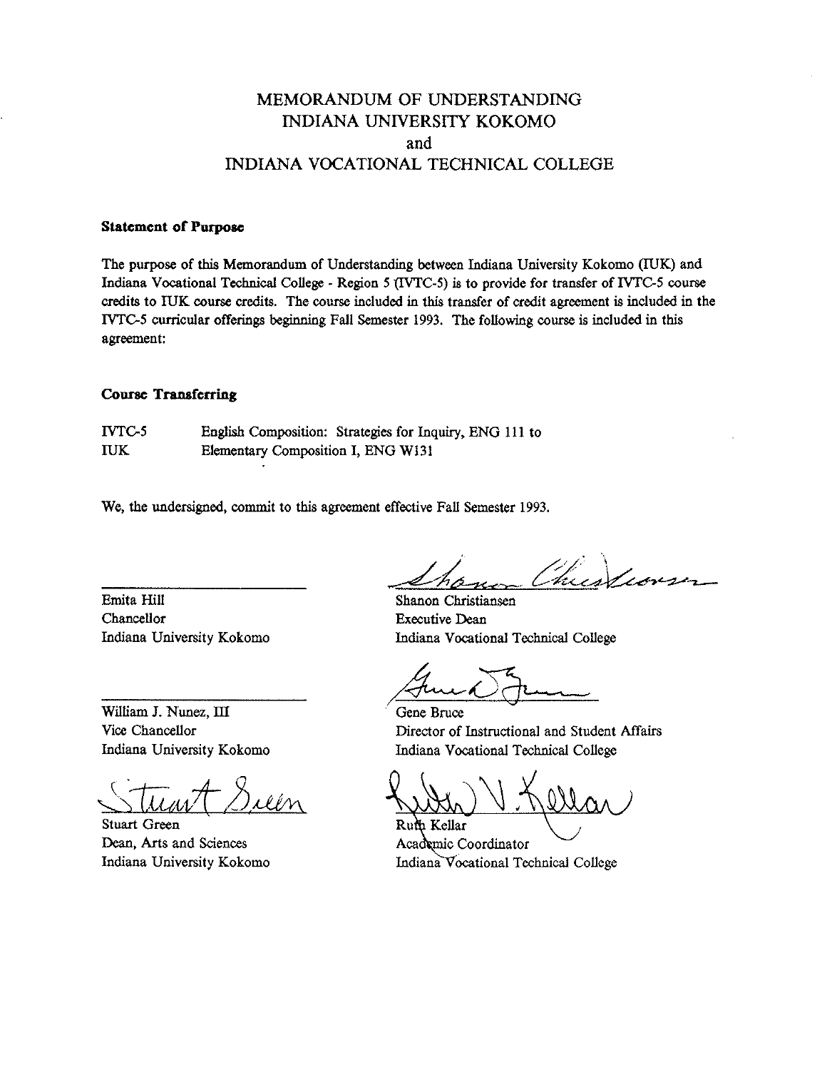# MEMORANDUM OF UNDERSTANDING
# INDIANA UNIVERSITY KOKOMO
# and
# INDIANA VOCATIONAL TECHNICAL COLLEGE

**Statement of Purpose**

The purpose of this Memorandum of Understanding between Indiana University Kokomo (IUK) and Indiana Vocational Technical College - Region 5 (IVTC-5) is to provide for transfer of IVTC-5 course credits to IUK course credits. The course included in this transfer of credit agreement is included in the IVTC-5 curricular offerings beginning Fall Semester 1993. The following course is included in this agreement:

**Course Transferring**

IVTC-5 English Composition: Strategies for Inquiry, ENG 111 to
IUK Elementary Composition I, ENG W131

We, the undersigned, commit to this agreement effective Fall Semester 1993.

Emita Hill
Chancellor
Indiana University Kokomo

William J. Nunez, III
Vice Chancellor
Indiana University Kokomo

Stuart Green
Dean, Arts and Sciences
Indiana University Kokomo

Shanon Christiansen
Executive Dean
Indiana Vocational Technical College

Gene Bruce
Director of Instructional and Student Affairs
Indiana Vocational Technical College

Ruth Kellar
Academic Coordinator
Indiana Vocational Technical College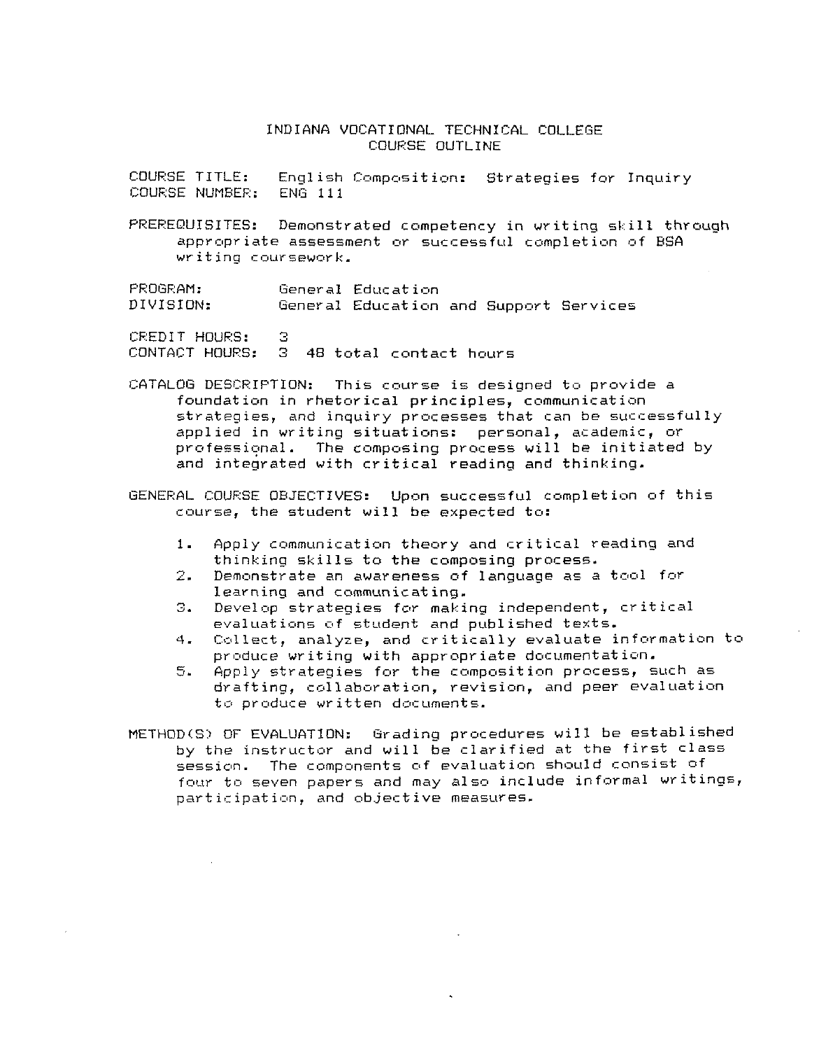# INDIANA VOCATIONAL TECHNICAL COLLEGE
## COURSE OUTLINE

COURSE TITLE: English Composition: Strategies for Inquiry
COURSE NUMBER: ENG 111

PREREQUISITES: Demonstrated competency in writing skill through appropriate assessment or successful completion of BSA writing coursework.

PROGRAM: General Education
DIVISION: General Education and Support Services

CREDIT HOURS: 3
CONTACT HOURS: 3 48 total contact hours

CATALOG DESCRIPTION: This course is designed to provide a foundation in rhetorical principles, communication strategies, and inquiry processes that can be successfully applied in writing situations: personal, academic, or professional. The composing process will be initiated by and integrated with critical reading and thinking.

GENERAL COURSE OBJECTIVES: Upon successful completion of this course, the student will be expected to:

1. Apply communication theory and critical reading and thinking skills to the composing process.
2. Demonstrate an awareness of language as a tool for learning and communicating.
3. Develop strategies for making independent, critical evaluations of student and published texts.
4. Collect, analyze, and critically evaluate information to produce writing with appropriate documentation.
5. Apply strategies for the composition process, such as drafting, collaboration, revision, and peer evaluation to produce written documents.

METHOD(S) OF EVALUATION: Grading procedures will be established by the instructor and will be clarified at the first class session. The components of evaluation should consist of four to seven papers and may also include informal writings, participation, and objective measures.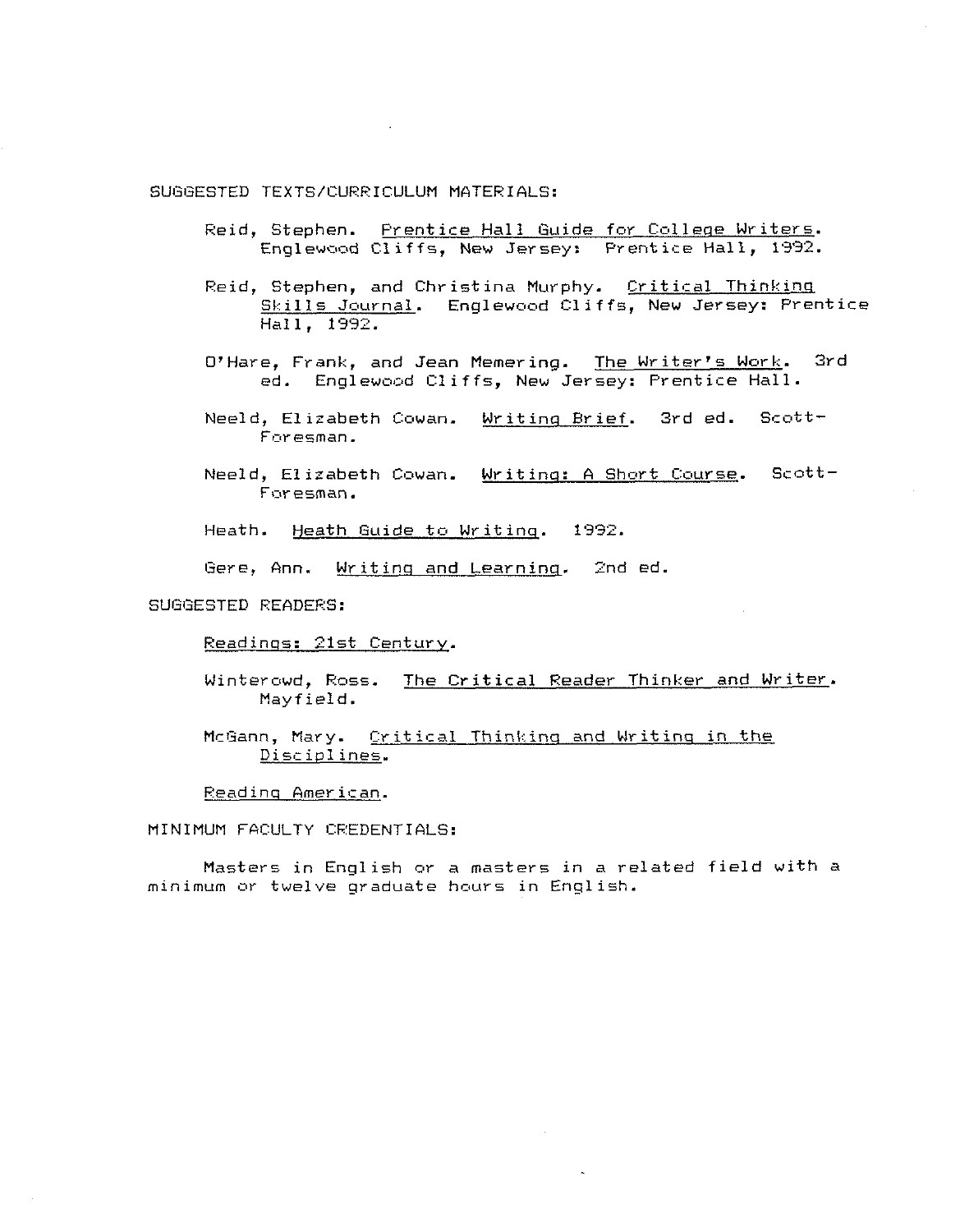SUGGESTED TEXTS/CURRICULUM MATERIALS:

Reid, Stephen. Prentice Hall Guide for College Writers. Englewood Cliffs, New Jersey: Prentice Hall, 1992.

Reid, Stephen, and Christina Murphy. Critical Thinking Skills Journal. Englewood Cliffs, New Jersey: Prentice Hall, 1992.

O'Hare, Frank, and Jean Memering. The Writer's Work. 3rd ed. Englewood Cliffs, New Jersey: Prentice Hall.

Neeld, Elizabeth Cowan. Writing Brief. 3rd ed. Scott-Foresman.

Neeld, Elizabeth Cowan. Writing: A Short Course. Scott-Foresman.

Heath. Heath Guide to Writing. 1992.

Gere, Ann. Writing and Learning. 2nd ed.

SUGGESTED READERS:

Readings: 21st Century.

Winterowd, Ross. The Critical Reader Thinker and Writer. Mayfield.

McGann, Mary. Critical Thinking and Writing in the Disciplines.

Reading American.

MINIMUM FACULTY CREDENTIALS:

Masters in English or a masters in a related field with a minimum or twelve graduate hours in English.